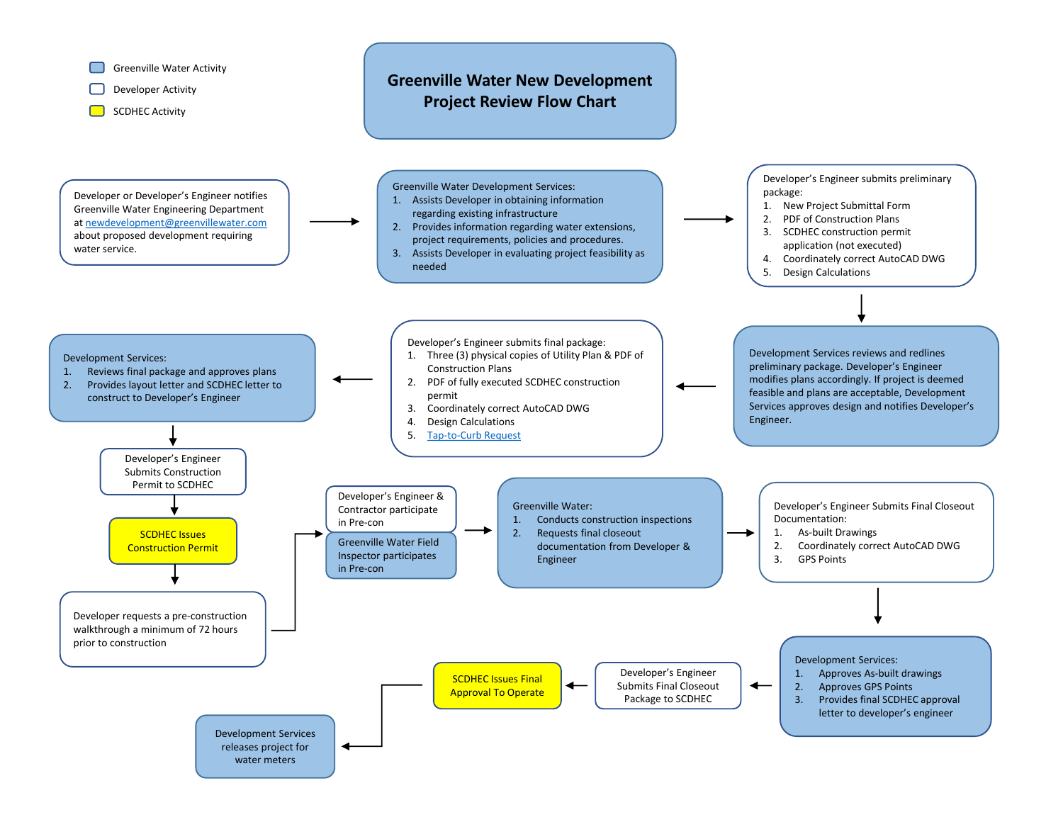# Greenville Water New Development Project Review Flow Chart

- Greenville Water Activity
- Developer Activity
- SCDHEC Activity

Developer or Developer's Engineer notifies Greenville Water Engineering Department at newdevelopment@greenvillewater.com about proposed development requiring water service.

→

Greenville Water Development Services:
1. Assists Developer in obtaining information regarding existing infrastructure
2. Provides information regarding water extensions, project requirements, policies and procedures.
3. Assists Developer in evaluating project feasibility as needed

→

Developer's Engineer submits preliminary package:
1. New Project Submittal Form
2. PDF of Construction Plans
3. SCDHEC construction permit application (not executed)
4. Coordinately correct AutoCAD DWG
5. Design Calculations

↓

Development Services reviews and redlines preliminary package. Developer's Engineer modifies plans accordingly. If project is deemed feasible and plans are acceptable, Development Services approves design and notifies Developer's Engineer.

←

Developer's Engineer submits final package:
1. Three (3) physical copies of Utility Plan & PDF of Construction Plans
2. PDF of fully executed SCDHEC construction permit
3. Coordinately correct AutoCAD DWG
4. Design Calculations
5. Tap-to-Curb Request

←

Development Services:
1. Reviews final package and approves plans
2. Provides layout letter and SCDHEC letter to construct to Developer's Engineer

↓

Developer's Engineer Submits Construction Permit to SCDHEC

↓

SCDHEC Issues Construction Permit

↓

Developer requests a pre-construction walkthrough a minimum of 72 hours prior to construction

→

Developer's Engineer & Contractor participate in Pre-con

Greenville Water Field Inspector participates in Pre-con

→

Greenville Water:
1. Conducts construction inspections
2. Requests final closeout documentation from Developer & Engineer

→

Developer's Engineer Submits Final Closeout Documentation:
1. As-built Drawings
2. Coordinately correct AutoCAD DWG
3. GPS Points

↓

Development Services:
1. Approves As-built drawings
2. Approves GPS Points
3. Provides final SCDHEC approval letter to developer's engineer

←

Developer's Engineer Submits Final Closeout Package to SCDHEC

←

SCDHEC Issues Final Approval To Operate

→

Development Services releases project for water meters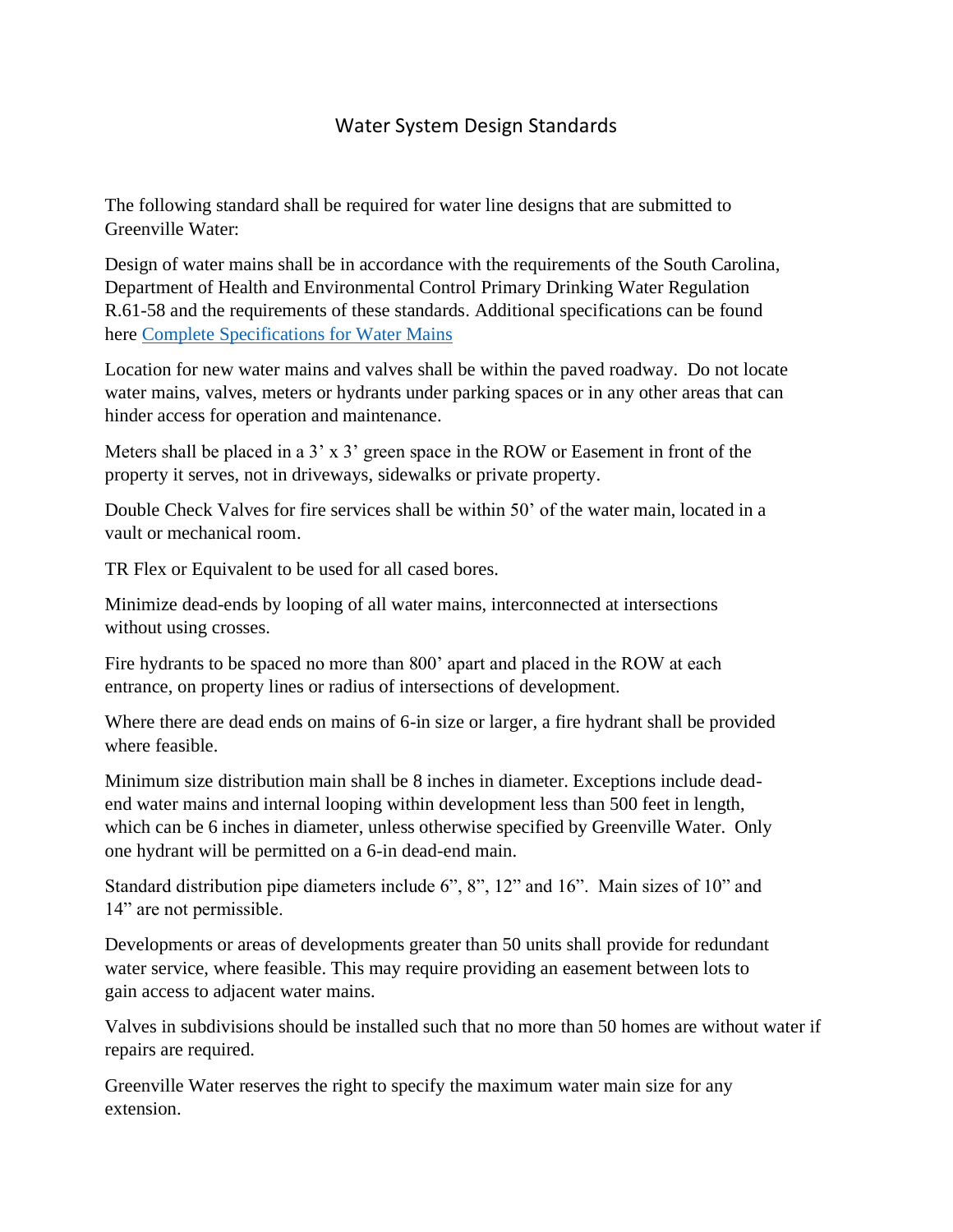# Water System Design Standards

The following standard shall be required for water line designs that are submitted to Greenville Water:

Design of water mains shall be in accordance with the requirements of the South Carolina, Department of Health and Environmental Control Primary Drinking Water Regulation R.61-58 and the requirements of these standards. Additional specifications can be found here Complete Specifications for Water Mains

Location for new water mains and valves shall be within the paved roadway. Do not locate water mains, valves, meters or hydrants under parking spaces or in any other areas that can hinder access for operation and maintenance.

Meters shall be placed in a 3' x 3' green space in the ROW or Easement in front of the property it serves, not in driveways, sidewalks or private property.

Double Check Valves for fire services shall be within 50' of the water main, located in a vault or mechanical room.

TR Flex or Equivalent to be used for all cased bores.

Minimize dead-ends by looping of all water mains, interconnected at intersections without using crosses.

Fire hydrants to be spaced no more than 800' apart and placed in the ROW at each entrance, on property lines or radius of intersections of development.

Where there are dead ends on mains of 6-in size or larger, a fire hydrant shall be provided where feasible.

Minimum size distribution main shall be 8 inches in diameter. Exceptions include dead-end water mains and internal looping within development less than 500 feet in length, which can be 6 inches in diameter, unless otherwise specified by Greenville Water. Only one hydrant will be permitted on a 6-in dead-end main.

Standard distribution pipe diameters include 6", 8", 12" and 16". Main sizes of 10" and 14" are not permissible.

Developments or areas of developments greater than 50 units shall provide for redundant water service, where feasible. This may require providing an easement between lots to gain access to adjacent water mains.

Valves in subdivisions should be installed such that no more than 50 homes are without water if repairs are required.

Greenville Water reserves the right to specify the maximum water main size for any extension.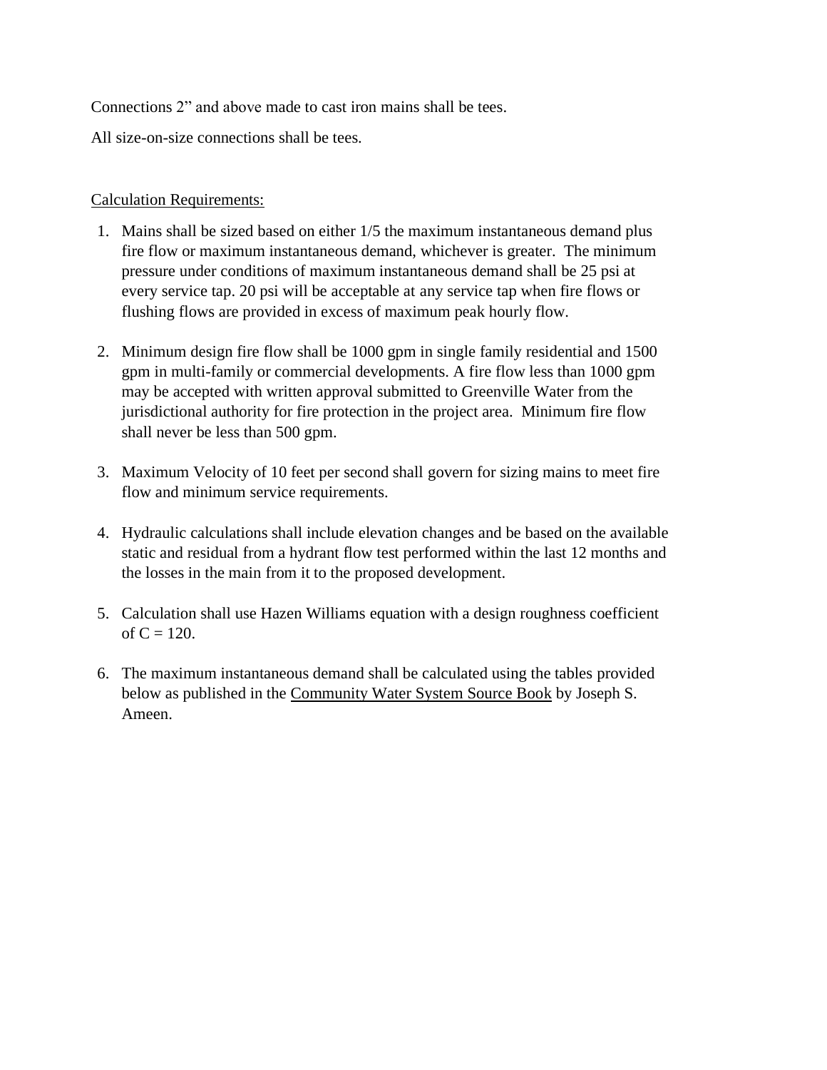Connections 2” and above made to cast iron mains shall be tees.

All size-on-size connections shall be tees.

<u>Calculation Requirements:</u>

1. Mains shall be sized based on either 1/5 the maximum instantaneous demand plus fire flow or maximum instantaneous demand, whichever is greater. The minimum pressure under conditions of maximum instantaneous demand shall be 25 psi at every service tap. 20 psi will be acceptable at any service tap when fire flows or flushing flows are provided in excess of maximum peak hourly flow.

2. Minimum design fire flow shall be 1000 gpm in single family residential and 1500 gpm in multi-family or commercial developments. A fire flow less than 1000 gpm may be accepted with written approval submitted to Greenville Water from the jurisdictional authority for fire protection in the project area. Minimum fire flow shall never be less than 500 gpm.

3. Maximum Velocity of 10 feet per second shall govern for sizing mains to meet fire flow and minimum service requirements.

4. Hydraulic calculations shall include elevation changes and be based on the available static and residual from a hydrant flow test performed within the last 12 months and the losses in the main from it to the proposed development.

5. Calculation shall use Hazen Williams equation with a design roughness coefficient of C = 120.

6. The maximum instantaneous demand shall be calculated using the tables provided below as published in the <u>Community Water System Source Book</u> by Joseph S. Ameen.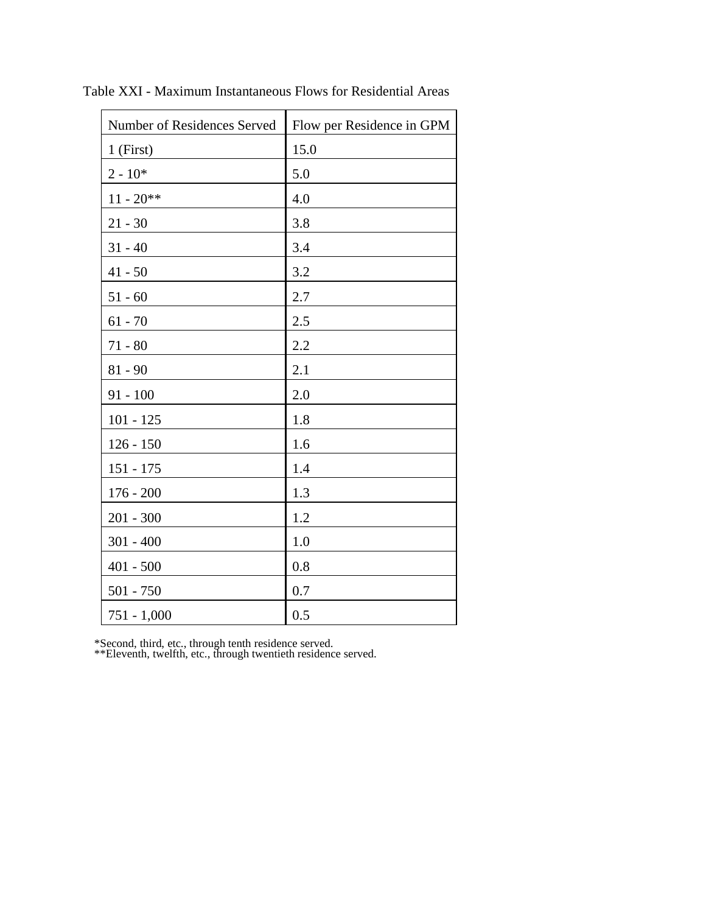Table XXI - Maximum Instantaneous Flows for Residential Areas

| Number of Residences Served | Flow per Residence in GPM |
|---|---|
| 1 (First) | 15.0 |
| 2 - 10* | 5.0 |
| 11 - 20** | 4.0 |
| 21 - 30 | 3.8 |
| 31 - 40 | 3.4 |
| 41 - 50 | 3.2 |
| 51 - 60 | 2.7 |
| 61 - 70 | 2.5 |
| 71 - 80 | 2.2 |
| 81 - 90 | 2.1 |
| 91 - 100 | 2.0 |
| 101 - 125 | 1.8 |
| 126 - 150 | 1.6 |
| 151 - 175 | 1.4 |
| 176 - 200 | 1.3 |
| 201 - 300 | 1.2 |
| 301 - 400 | 1.0 |
| 401 - 500 | 0.8 |
| 501 - 750 | 0.7 |
| 751 - 1,000 | 0.5 |

*Second, third, etc., through tenth residence served.
**Eleventh, twelfth, etc., through twentieth residence served.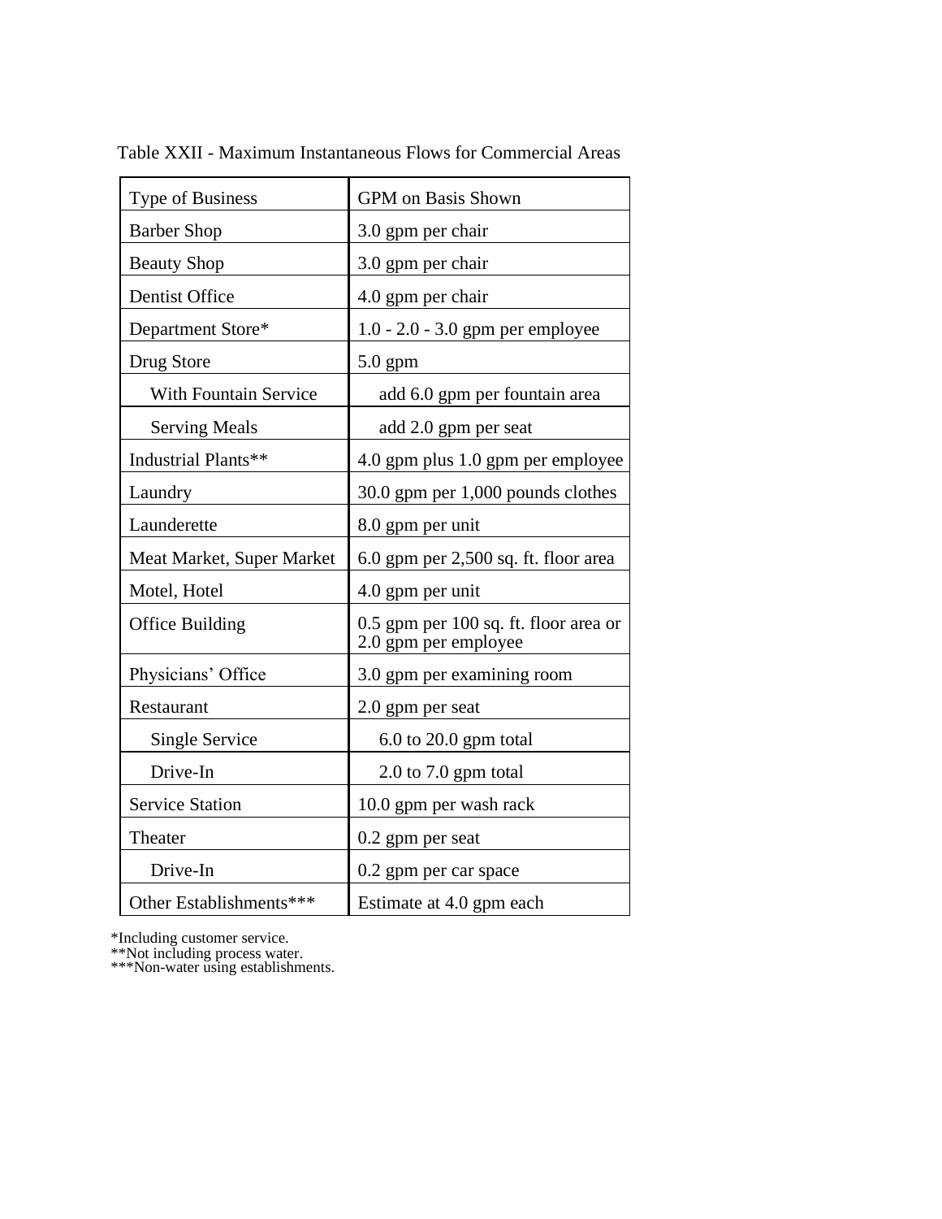Table XXII - Maximum Instantaneous Flows for Commercial Areas

| Type of Business | GPM on Basis Shown |
|---|---|
| Barber Shop | 3.0 gpm per chair |
| Beauty Shop | 3.0 gpm per chair |
| Dentist Office | 4.0 gpm per chair |
| Department Store* | 1.0 - 2.0 - 3.0 gpm per employee |
| Drug Store | 5.0 gpm |
| With Fountain Service | add 6.0 gpm per fountain area |
| Serving Meals | add 2.0 gpm per seat |
| Industrial Plants** | 4.0 gpm plus 1.0 gpm per employee |
| Laundry | 30.0 gpm per 1,000 pounds clothes |
| Launderette | 8.0 gpm per unit |
| Meat Market, Super Market | 6.0 gpm per 2,500 sq. ft. floor area |
| Motel, Hotel | 4.0 gpm per unit |
| Office Building | 0.5 gpm per 100 sq. ft. floor area or 2.0 gpm per employee |
| Physicians' Office | 3.0 gpm per examining room |
| Restaurant | 2.0 gpm per seat |
| Single Service | 6.0 to 20.0 gpm total |
| Drive-In | 2.0 to 7.0 gpm total |
| Service Station | 10.0 gpm per wash rack |
| Theater | 0.2 gpm per seat |
| Drive-In | 0.2 gpm per car space |
| Other Establishments*** | Estimate at 4.0 gpm each |

*Including customer service.
**Not including process water.
***Non-water using establishments.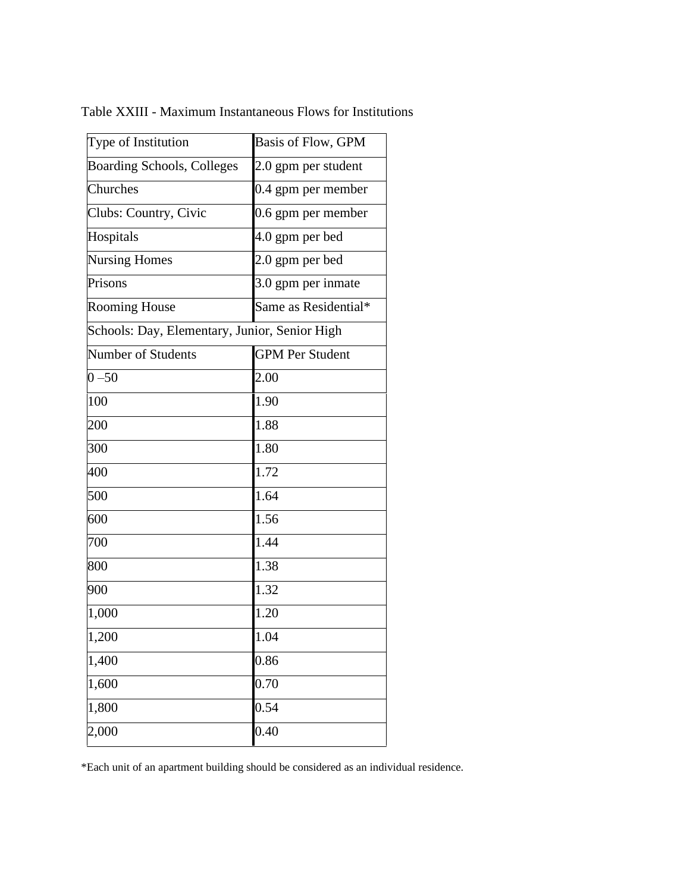Table XXIII - Maximum Instantaneous Flows for Institutions

| Type of Institution | Basis of Flow, GPM |
|---|---|
| Boarding Schools, Colleges | 2.0 gpm per student |
| Churches | 0.4 gpm per member |
| Clubs: Country, Civic | 0.6 gpm per member |
| Hospitals | 4.0 gpm per bed |
| Nursing Homes | 2.0 gpm per bed |
| Prisons | 3.0 gpm per inmate |
| Rooming House | Same as Residential* |
| Schools: Day, Elementary, Junior, Senior High | |
| Number of Students | GPM Per Student |
| 0 –50 | 2.00 |
| 100 | 1.90 |
| 200 | 1.88 |
| 300 | 1.80 |
| 400 | 1.72 |
| 500 | 1.64 |
| 600 | 1.56 |
| 700 | 1.44 |
| 800 | 1.38 |
| 900 | 1.32 |
| 1,000 | 1.20 |
| 1,200 | 1.04 |
| 1,400 | 0.86 |
| 1,600 | 0.70 |
| 1,800 | 0.54 |
| 2,000 | 0.40 |

*Each unit of an apartment building should be considered as an individual residence.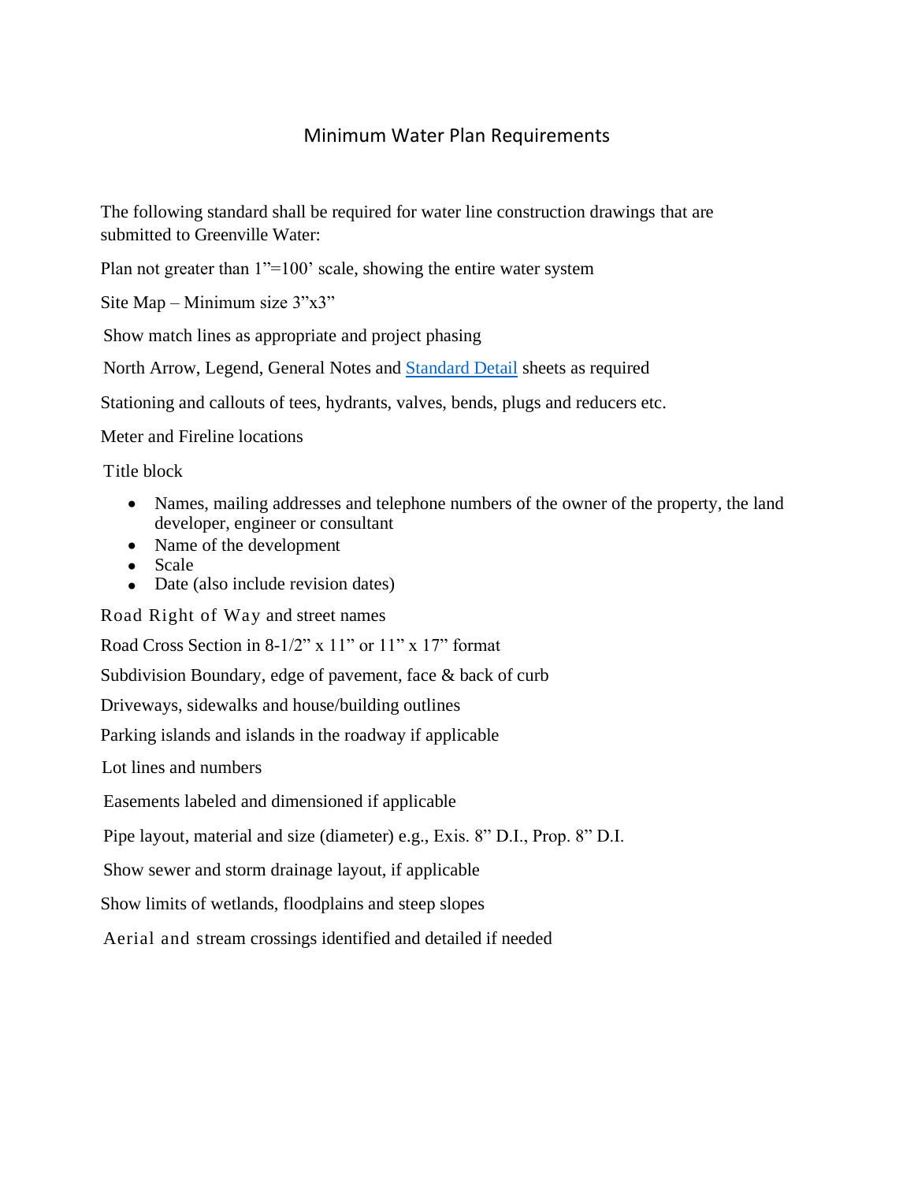# Minimum Water Plan Requirements

The following standard shall be required for water line construction drawings that are submitted to Greenville Water:

Plan not greater than 1"=100' scale, showing the entire water system

Site Map – Minimum size 3"x3"

Show match lines as appropriate and project phasing

North Arrow, Legend, General Notes and [Standard Detail]() sheets as required

Stationing and callouts of tees, hydrants, valves, bends, plugs and reducers etc.

Meter and Fireline locations

Title block

- Names, mailing addresses and telephone numbers of the owner of the property, the land developer, engineer or consultant
- Name of the development
- Scale
- Date (also include revision dates)

Road Right of Way and street names

Road Cross Section in 8-1/2" x 11" or 11" x 17" format

Subdivision Boundary, edge of pavement, face & back of curb

Driveways, sidewalks and house/building outlines

Parking islands and islands in the roadway if applicable

Lot lines and numbers

Easements labeled and dimensioned if applicable

Pipe layout, material and size (diameter) e.g., Exis. 8" D.I., Prop. 8" D.I.

Show sewer and storm drainage layout, if applicable

Show limits of wetlands, floodplains and steep slopes

Aerial and stream crossings identified and detailed if needed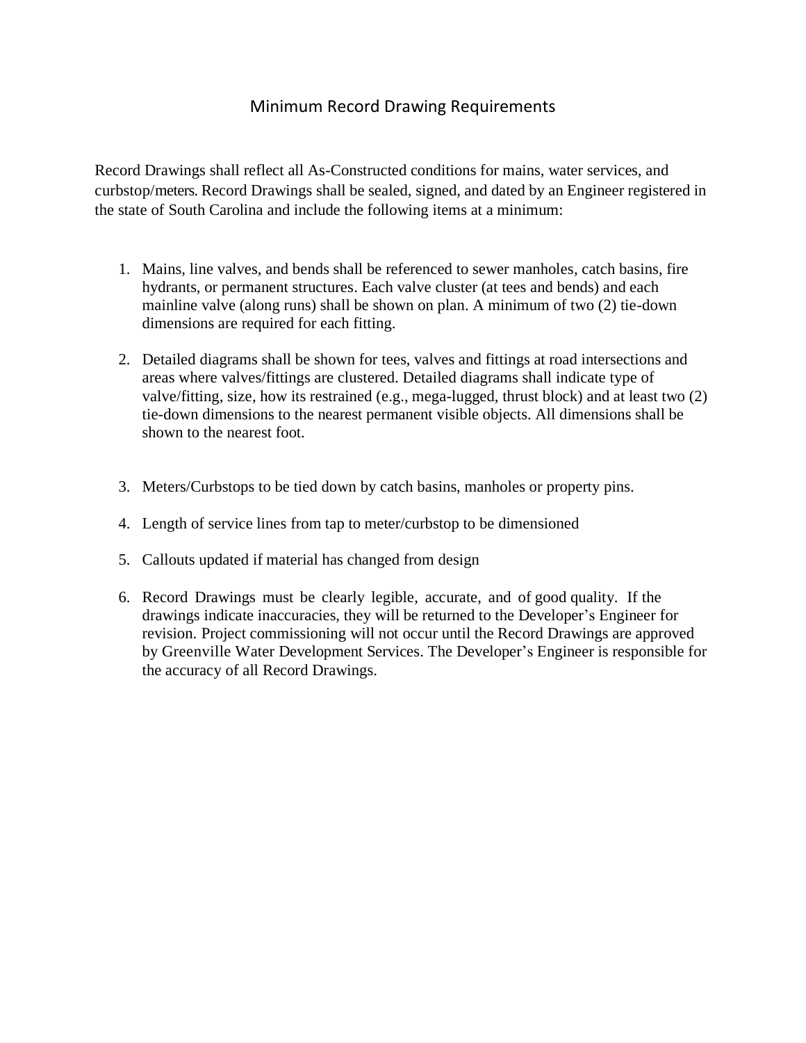# Minimum Record Drawing Requirements

Record Drawings shall reflect all As-Constructed conditions for mains, water services, and curbstop/meters. Record Drawings shall be sealed, signed, and dated by an Engineer registered in the state of South Carolina and include the following items at a minimum:

1. Mains, line valves, and bends shall be referenced to sewer manholes, catch basins, fire hydrants, or permanent structures. Each valve cluster (at tees and bends) and each mainline valve (along runs) shall be shown on plan. A minimum of two (2) tie-down dimensions are required for each fitting.

2. Detailed diagrams shall be shown for tees, valves and fittings at road intersections and areas where valves/fittings are clustered. Detailed diagrams shall indicate type of valve/fitting, size, how its restrained (e.g., mega-lugged, thrust block) and at least two (2) tie-down dimensions to the nearest permanent visible objects. All dimensions shall be shown to the nearest foot.

3. Meters/Curbstops to be tied down by catch basins, manholes or property pins.

4. Length of service lines from tap to meter/curbstop to be dimensioned

5. Callouts updated if material has changed from design

6. Record Drawings must be clearly legible, accurate, and of good quality. If the drawings indicate inaccuracies, they will be returned to the Developer's Engineer for revision. Project commissioning will not occur until the Record Drawings are approved by Greenville Water Development Services. The Developer's Engineer is responsible for the accuracy of all Record Drawings.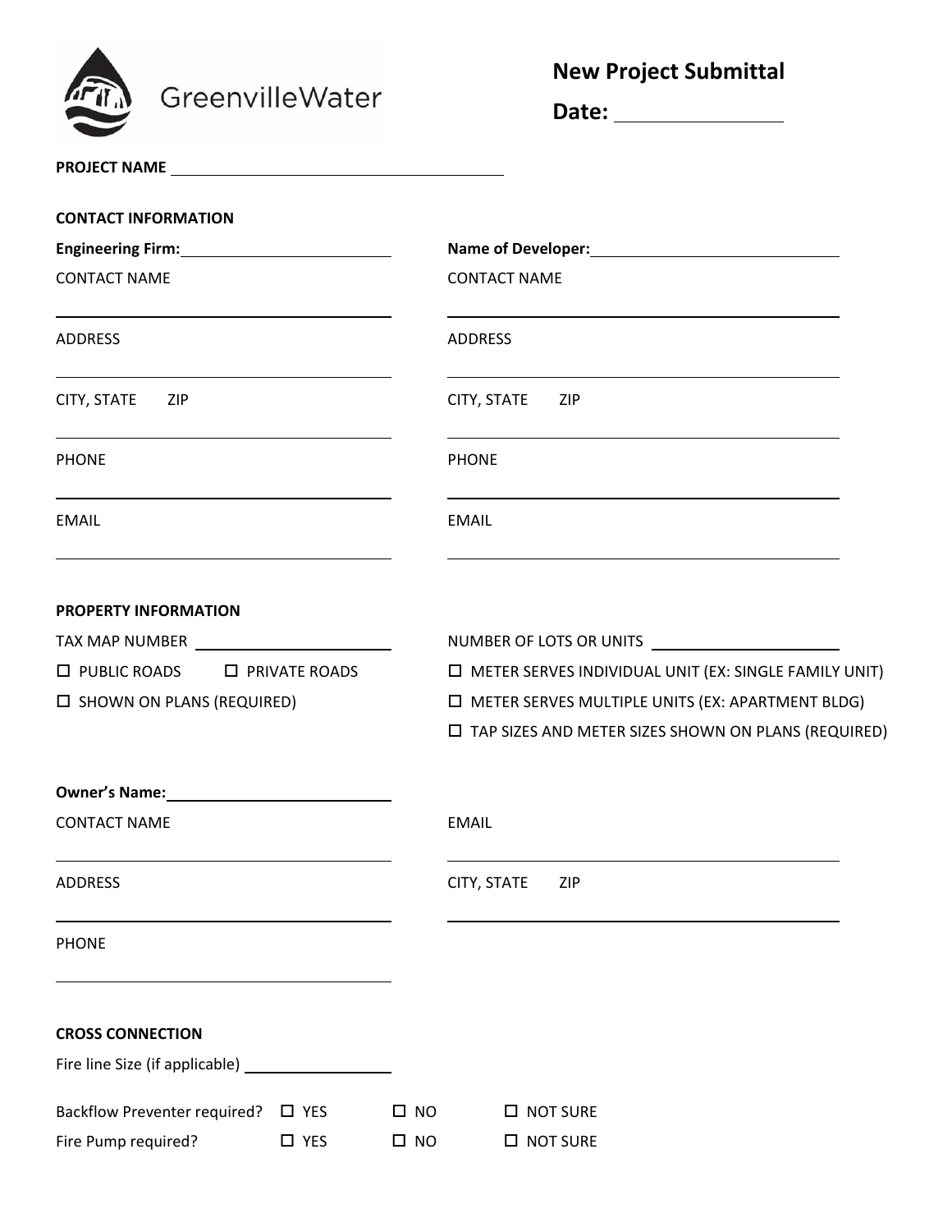GreenvilleWater

# New Project Submittal

**Date:** ________________

**PROJECT NAME** ________________________________________

## CONTACT INFORMATION

**Engineering Firm:** ________________________

CONTACT NAME

________________________________________

ADDRESS

________________________________________

CITY, STATE ZIP

________________________________________

PHONE

________________________________________

EMAIL

________________________________________

**Name of Developer:** ________________________

CONTACT NAME

________________________________________

ADDRESS

________________________________________

CITY, STATE ZIP

________________________________________

PHONE

________________________________________

EMAIL

________________________________________

## PROPERTY INFORMATION

TAX MAP NUMBER ________________________

☐ PUBLIC ROADS ☐ PRIVATE ROADS

☐ SHOWN ON PLANS (REQUIRED)

NUMBER OF LOTS OR UNITS ________________________

☐ METER SERVES INDIVIDUAL UNIT (EX: SINGLE FAMILY UNIT)

☐ METER SERVES MULTIPLE UNITS (EX: APARTMENT BLDG)

☐ TAP SIZES AND METER SIZES SHOWN ON PLANS (REQUIRED)

**Owner's Name:** ________________________

CONTACT NAME

________________________________________

ADDRESS

________________________________________

PHONE

________________________________________

EMAIL

________________________________________

CITY, STATE ZIP

________________________________________

## CROSS CONNECTION

Fire line Size (if applicable) ____________________

Backflow Preventer required? ☐ YES ☐ NO ☐ NOT SURE

Fire Pump required? ☐ YES ☐ NO ☐ NOT SURE